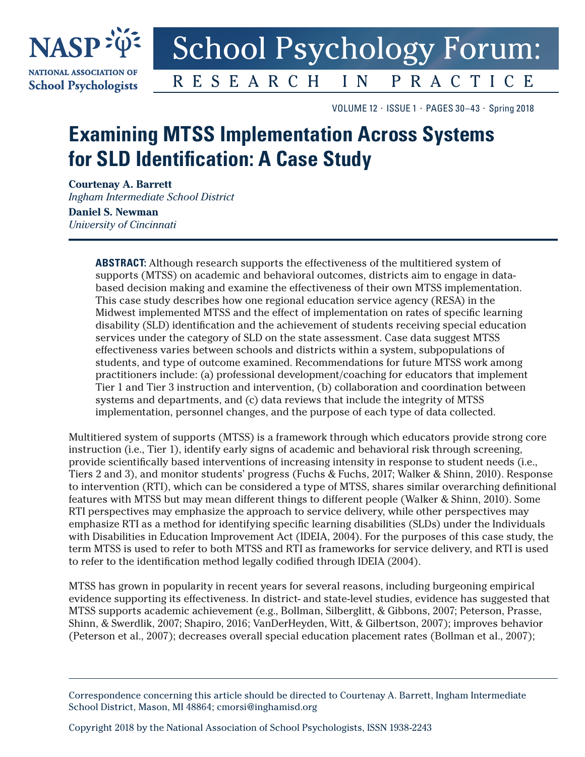# Examining MTSS Implementation Across Systems for SLD Identification: A Case Study

**Courtenay A. Barrett**
*Ingham Intermediate School District*

**Daniel S. Newman**
*University of Cincinnati*

**ABSTRACT:** Although research supports the effectiveness of the multitiered system of supports (MTSS) on academic and behavioral outcomes, districts aim to engage in data-based decision making and examine the effectiveness of their own MTSS implementation. This case study describes how one regional education service agency (RESA) in the Midwest implemented MTSS and the effect of implementation on rates of specific learning disability (SLD) identification and the achievement of students receiving special education services under the category of SLD on the state assessment. Case data suggest MTSS effectiveness varies between schools and districts within a system, subpopulations of students, and type of outcome examined. Recommendations for future MTSS work among practitioners include: (a) professional development/coaching for educators that implement Tier 1 and Tier 3 instruction and intervention, (b) collaboration and coordination between systems and departments, and (c) data reviews that include the integrity of MTSS implementation, personnel changes, and the purpose of each type of data collected.

Multitiered system of supports (MTSS) is a framework through which educators provide strong core instruction (i.e., Tier 1), identify early signs of academic and behavioral risk through screening, provide scientifically based interventions of increasing intensity in response to student needs (i.e., Tiers 2 and 3), and monitor students' progress (Fuchs & Fuchs, 2017; Walker & Shinn, 2010). Response to intervention (RTI), which can be considered a type of MTSS, shares similar overarching definitional features with MTSS but may mean different things to different people (Walker & Shinn, 2010). Some RTI perspectives may emphasize the approach to service delivery, while other perspectives may emphasize RTI as a method for identifying specific learning disabilities (SLDs) under the Individuals with Disabilities in Education Improvement Act (IDEIA, 2004). For the purposes of this case study, the term MTSS is used to refer to both MTSS and RTI as frameworks for service delivery, and RTI is used to refer to the identification method legally codified through IDEIA (2004).

MTSS has grown in popularity in recent years for several reasons, including burgeoning empirical evidence supporting its effectiveness. In district- and state-level studies, evidence has suggested that MTSS supports academic achievement (e.g., Bollman, Silberglitt, & Gibbons, 2007; Peterson, Prasse, Shinn, & Swerdlik, 2007; Shapiro, 2016; VanDerHeyden, Witt, & Gilbertson, 2007); improves behavior (Peterson et al., 2007); decreases overall special education placement rates (Bollman et al., 2007);

Correspondence concerning this article should be directed to Courtenay A. Barrett, Ingham Intermediate School District, Mason, MI 48864; cmorsi@inghamisd.org

Copyright 2018 by the National Association of School Psychologists, ISSN 1938-2243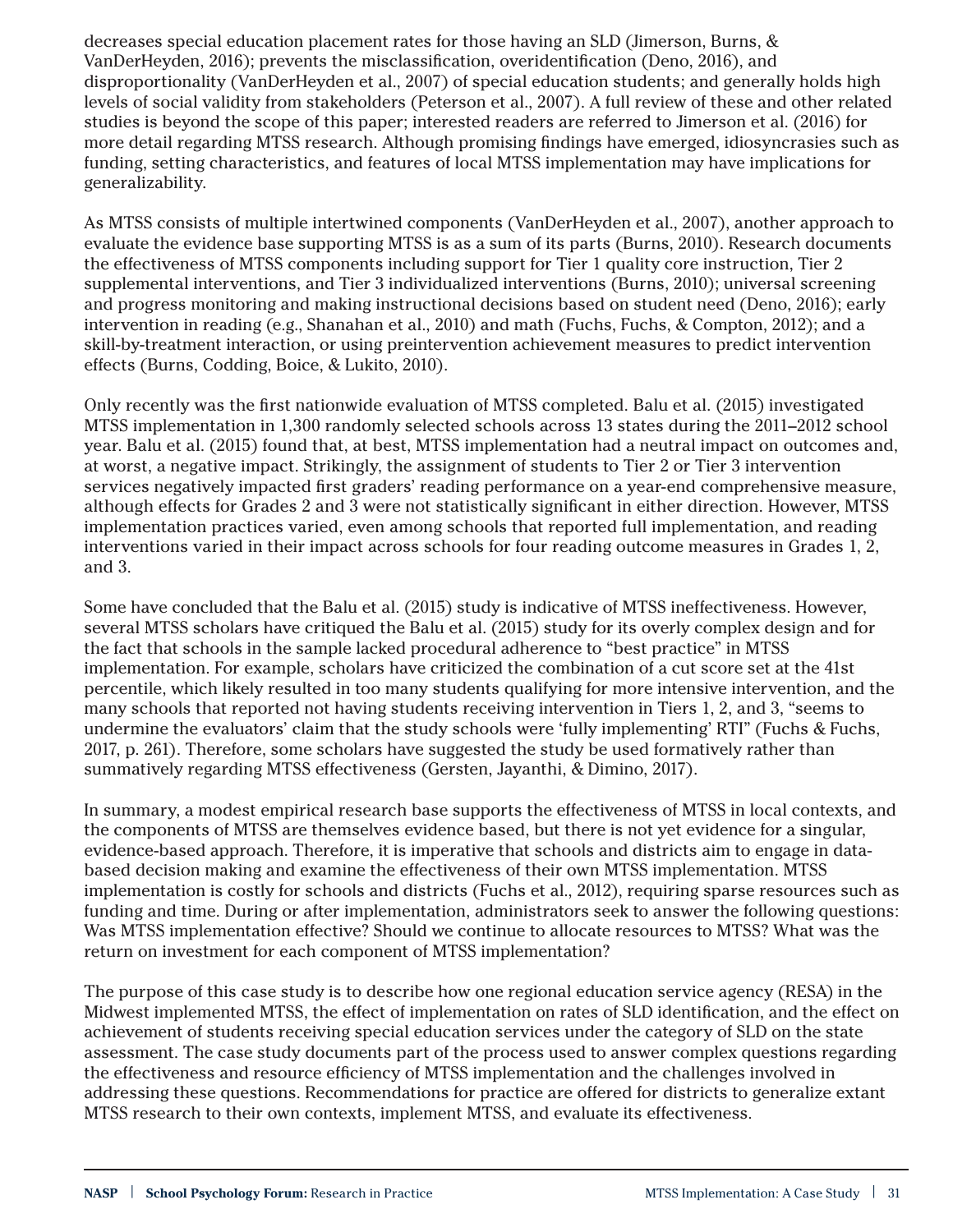decreases special education placement rates for those having an SLD (Jimerson, Burns, & VanDerHeyden, 2016); prevents the misclassification, overidentification (Deno, 2016), and disproportionality (VanDerHeyden et al., 2007) of special education students; and generally holds high levels of social validity from stakeholders (Peterson et al., 2007). A full review of these and other related studies is beyond the scope of this paper; interested readers are referred to Jimerson et al. (2016) for more detail regarding MTSS research. Although promising findings have emerged, idiosyncrasies such as funding, setting characteristics, and features of local MTSS implementation may have implications for generalizability.

As MTSS consists of multiple intertwined components (VanDerHeyden et al., 2007), another approach to evaluate the evidence base supporting MTSS is as a sum of its parts (Burns, 2010). Research documents the effectiveness of MTSS components including support for Tier 1 quality core instruction, Tier 2 supplemental interventions, and Tier 3 individualized interventions (Burns, 2010); universal screening and progress monitoring and making instructional decisions based on student need (Deno, 2016); early intervention in reading (e.g., Shanahan et al., 2010) and math (Fuchs, Fuchs, & Compton, 2012); and a skill-by-treatment interaction, or using preintervention achievement measures to predict intervention effects (Burns, Codding, Boice, & Lukito, 2010).

Only recently was the first nationwide evaluation of MTSS completed. Balu et al. (2015) investigated MTSS implementation in 1,300 randomly selected schools across 13 states during the 2011–2012 school year. Balu et al. (2015) found that, at best, MTSS implementation had a neutral impact on outcomes and, at worst, a negative impact. Strikingly, the assignment of students to Tier 2 or Tier 3 intervention services negatively impacted first graders' reading performance on a year-end comprehensive measure, although effects for Grades 2 and 3 were not statistically significant in either direction. However, MTSS implementation practices varied, even among schools that reported full implementation, and reading interventions varied in their impact across schools for four reading outcome measures in Grades 1, 2, and 3.

Some have concluded that the Balu et al. (2015) study is indicative of MTSS ineffectiveness. However, several MTSS scholars have critiqued the Balu et al. (2015) study for its overly complex design and for the fact that schools in the sample lacked procedural adherence to "best practice" in MTSS implementation. For example, scholars have criticized the combination of a cut score set at the 41st percentile, which likely resulted in too many students qualifying for more intensive intervention, and the many schools that reported not having students receiving intervention in Tiers 1, 2, and 3, "seems to undermine the evaluators' claim that the study schools were 'fully implementing' RTI" (Fuchs & Fuchs, 2017, p. 261). Therefore, some scholars have suggested the study be used formatively rather than summatively regarding MTSS effectiveness (Gersten, Jayanthi, & Dimino, 2017).

In summary, a modest empirical research base supports the effectiveness of MTSS in local contexts, and the components of MTSS are themselves evidence based, but there is not yet evidence for a singular, evidence-based approach. Therefore, it is imperative that schools and districts aim to engage in data-based decision making and examine the effectiveness of their own MTSS implementation. MTSS implementation is costly for schools and districts (Fuchs et al., 2012), requiring sparse resources such as funding and time. During or after implementation, administrators seek to answer the following questions: Was MTSS implementation effective? Should we continue to allocate resources to MTSS? What was the return on investment for each component of MTSS implementation?

The purpose of this case study is to describe how one regional education service agency (RESA) in the Midwest implemented MTSS, the effect of implementation on rates of SLD identification, and the effect on achievement of students receiving special education services under the category of SLD on the state assessment. The case study documents part of the process used to answer complex questions regarding the effectiveness and resource efficiency of MTSS implementation and the challenges involved in addressing these questions. Recommendations for practice are offered for districts to generalize extant MTSS research to their own contexts, implement MTSS, and evaluate its effectiveness.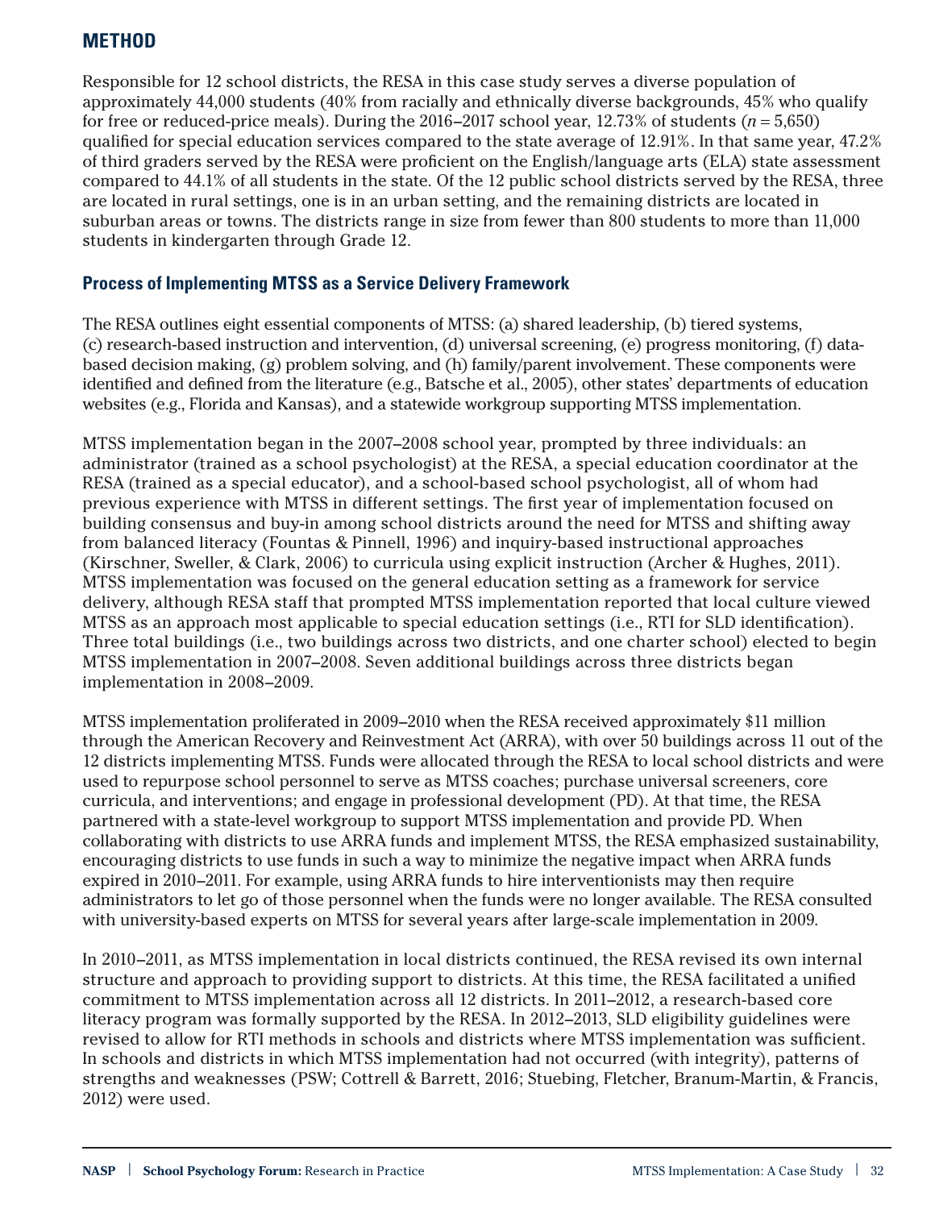## METHOD

Responsible for 12 school districts, the RESA in this case study serves a diverse population of approximately 44,000 students (40% from racially and ethnically diverse backgrounds, 45% who qualify for free or reduced-price meals). During the 2016–2017 school year, 12.73% of students ($n = 5{,}650$) qualified for special education services compared to the state average of 12.91%. In that same year, 47.2% of third graders served by the RESA were proficient on the English/language arts (ELA) state assessment compared to 44.1% of all students in the state. Of the 12 public school districts served by the RESA, three are located in rural settings, one is in an urban setting, and the remaining districts are located in suburban areas or towns. The districts range in size from fewer than 800 students to more than 11,000 students in kindergarten through Grade 12.

### Process of Implementing MTSS as a Service Delivery Framework

The RESA outlines eight essential components of MTSS: (a) shared leadership, (b) tiered systems, (c) research-based instruction and intervention, (d) universal screening, (e) progress monitoring, (f) data-based decision making, (g) problem solving, and (h) family/parent involvement. These components were identified and defined from the literature (e.g., Batsche et al., 2005), other states' departments of education websites (e.g., Florida and Kansas), and a statewide workgroup supporting MTSS implementation.

MTSS implementation began in the 2007–2008 school year, prompted by three individuals: an administrator (trained as a school psychologist) at the RESA, a special education coordinator at the RESA (trained as a special educator), and a school-based school psychologist, all of whom had previous experience with MTSS in different settings. The first year of implementation focused on building consensus and buy-in among school districts around the need for MTSS and shifting away from balanced literacy (Fountas & Pinnell, 1996) and inquiry-based instructional approaches (Kirschner, Sweller, & Clark, 2006) to curricula using explicit instruction (Archer & Hughes, 2011). MTSS implementation was focused on the general education setting as a framework for service delivery, although RESA staff that prompted MTSS implementation reported that local culture viewed MTSS as an approach most applicable to special education settings (i.e., RTI for SLD identification). Three total buildings (i.e., two buildings across two districts, and one charter school) elected to begin MTSS implementation in 2007–2008. Seven additional buildings across three districts began implementation in 2008–2009.

MTSS implementation proliferated in 2009–2010 when the RESA received approximately $11 million through the American Recovery and Reinvestment Act (ARRA), with over 50 buildings across 11 out of the 12 districts implementing MTSS. Funds were allocated through the RESA to local school districts and were used to repurpose school personnel to serve as MTSS coaches; purchase universal screeners, core curricula, and interventions; and engage in professional development (PD). At that time, the RESA partnered with a state-level workgroup to support MTSS implementation and provide PD. When collaborating with districts to use ARRA funds and implement MTSS, the RESA emphasized sustainability, encouraging districts to use funds in such a way to minimize the negative impact when ARRA funds expired in 2010–2011. For example, using ARRA funds to hire interventionists may then require administrators to let go of those personnel when the funds were no longer available. The RESA consulted with university-based experts on MTSS for several years after large-scale implementation in 2009.

In 2010–2011, as MTSS implementation in local districts continued, the RESA revised its own internal structure and approach to providing support to districts. At this time, the RESA facilitated a unified commitment to MTSS implementation across all 12 districts. In 2011–2012, a research-based core literacy program was formally supported by the RESA. In 2012–2013, SLD eligibility guidelines were revised to allow for RTI methods in schools and districts where MTSS implementation was sufficient. In schools and districts in which MTSS implementation had not occurred (with integrity), patterns of strengths and weaknesses (PSW; Cottrell & Barrett, 2016; Stuebing, Fletcher, Branum-Martin, & Francis, 2012) were used.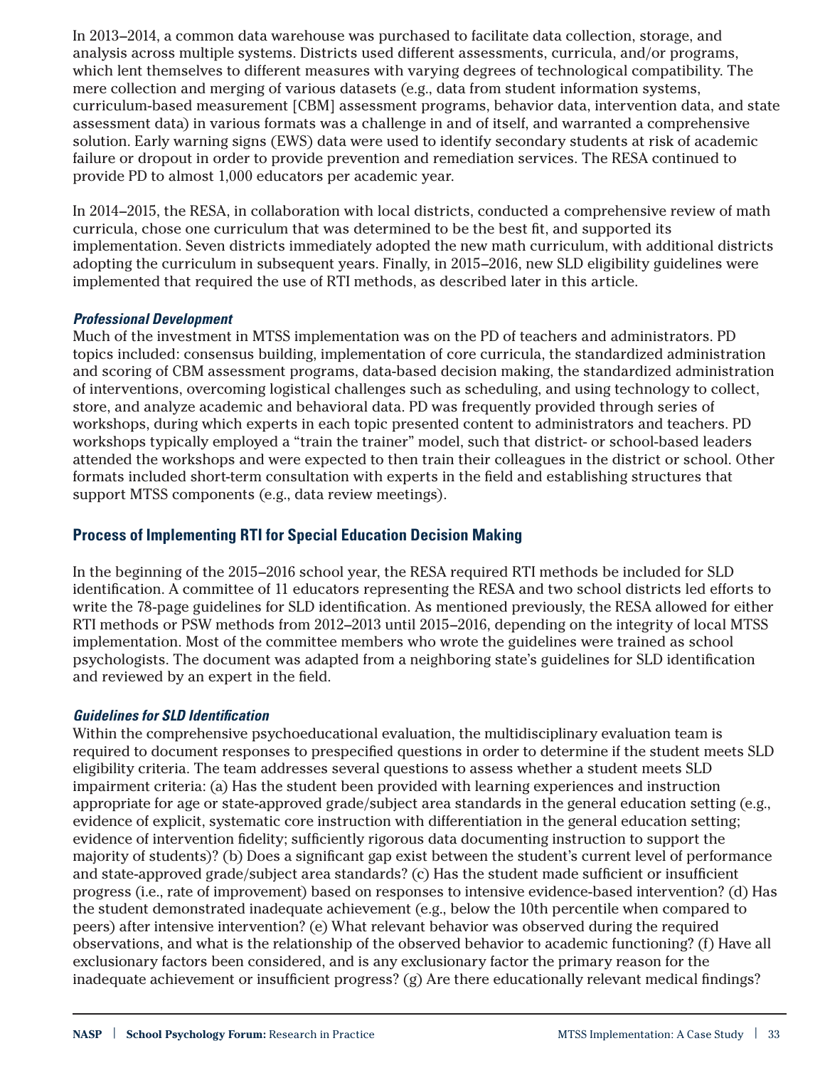In 2013–2014, a common data warehouse was purchased to facilitate data collection, storage, and analysis across multiple systems. Districts used different assessments, curricula, and/or programs, which lent themselves to different measures with varying degrees of technological compatibility. The mere collection and merging of various datasets (e.g., data from student information systems, curriculum-based measurement [CBM] assessment programs, behavior data, intervention data, and state assessment data) in various formats was a challenge in and of itself, and warranted a comprehensive solution. Early warning signs (EWS) data were used to identify secondary students at risk of academic failure or dropout in order to provide prevention and remediation services. The RESA continued to provide PD to almost 1,000 educators per academic year.

In 2014–2015, the RESA, in collaboration with local districts, conducted a comprehensive review of math curricula, chose one curriculum that was determined to be the best fit, and supported its implementation. Seven districts immediately adopted the new math curriculum, with additional districts adopting the curriculum in subsequent years. Finally, in 2015–2016, new SLD eligibility guidelines were implemented that required the use of RTI methods, as described later in this article.

#### *Professional Development*

Much of the investment in MTSS implementation was on the PD of teachers and administrators. PD topics included: consensus building, implementation of core curricula, the standardized administration and scoring of CBM assessment programs, data-based decision making, the standardized administration of interventions, overcoming logistical challenges such as scheduling, and using technology to collect, store, and analyze academic and behavioral data. PD was frequently provided through series of workshops, during which experts in each topic presented content to administrators and teachers. PD workshops typically employed a "train the trainer" model, such that district- or school-based leaders attended the workshops and were expected to then train their colleagues in the district or school. Other formats included short-term consultation with experts in the field and establishing structures that support MTSS components (e.g., data review meetings).

### Process of Implementing RTI for Special Education Decision Making

In the beginning of the 2015–2016 school year, the RESA required RTI methods be included for SLD identification. A committee of 11 educators representing the RESA and two school districts led efforts to write the 78-page guidelines for SLD identification. As mentioned previously, the RESA allowed for either RTI methods or PSW methods from 2012–2013 until 2015–2016, depending on the integrity of local MTSS implementation. Most of the committee members who wrote the guidelines were trained as school psychologists. The document was adapted from a neighboring state's guidelines for SLD identification and reviewed by an expert in the field.

#### *Guidelines for SLD Identification*

Within the comprehensive psychoeducational evaluation, the multidisciplinary evaluation team is required to document responses to prespecified questions in order to determine if the student meets SLD eligibility criteria. The team addresses several questions to assess whether a student meets SLD impairment criteria: (a) Has the student been provided with learning experiences and instruction appropriate for age or state-approved grade/subject area standards in the general education setting (e.g., evidence of explicit, systematic core instruction with differentiation in the general education setting; evidence of intervention fidelity; sufficiently rigorous data documenting instruction to support the majority of students)? (b) Does a significant gap exist between the student's current level of performance and state-approved grade/subject area standards? (c) Has the student made sufficient or insufficient progress (i.e., rate of improvement) based on responses to intensive evidence-based intervention? (d) Has the student demonstrated inadequate achievement (e.g., below the 10th percentile when compared to peers) after intensive intervention? (e) What relevant behavior was observed during the required observations, and what is the relationship of the observed behavior to academic functioning? (f) Have all exclusionary factors been considered, and is any exclusionary factor the primary reason for the inadequate achievement or insufficient progress? (g) Are there educationally relevant medical findings?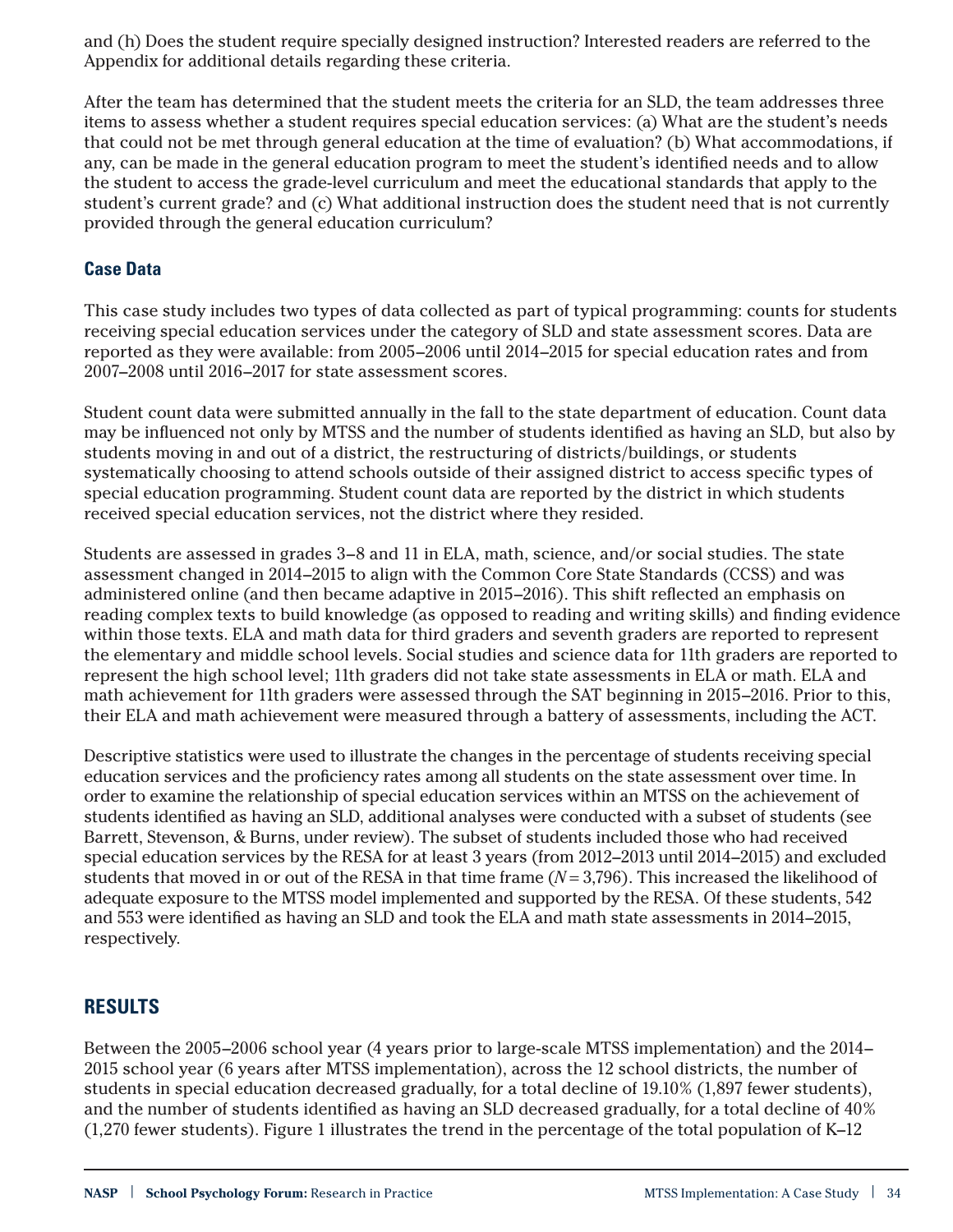and (h) Does the student require specially designed instruction? Interested readers are referred to the Appendix for additional details regarding these criteria.

After the team has determined that the student meets the criteria for an SLD, the team addresses three items to assess whether a student requires special education services: (a) What are the student's needs that could not be met through general education at the time of evaluation? (b) What accommodations, if any, can be made in the general education program to meet the student's identified needs and to allow the student to access the grade-level curriculum and meet the educational standards that apply to the student's current grade? and (c) What additional instruction does the student need that is not currently provided through the general education curriculum?

### Case Data

This case study includes two types of data collected as part of typical programming: counts for students receiving special education services under the category of SLD and state assessment scores. Data are reported as they were available: from 2005–2006 until 2014–2015 for special education rates and from 2007–2008 until 2016–2017 for state assessment scores.

Student count data were submitted annually in the fall to the state department of education. Count data may be influenced not only by MTSS and the number of students identified as having an SLD, but also by students moving in and out of a district, the restructuring of districts/buildings, or students systematically choosing to attend schools outside of their assigned district to access specific types of special education programming. Student count data are reported by the district in which students received special education services, not the district where they resided.

Students are assessed in grades 3–8 and 11 in ELA, math, science, and/or social studies. The state assessment changed in 2014–2015 to align with the Common Core State Standards (CCSS) and was administered online (and then became adaptive in 2015–2016). This shift reflected an emphasis on reading complex texts to build knowledge (as opposed to reading and writing skills) and finding evidence within those texts. ELA and math data for third graders and seventh graders are reported to represent the elementary and middle school levels. Social studies and science data for 11th graders are reported to represent the high school level; 11th graders did not take state assessments in ELA or math. ELA and math achievement for 11th graders were assessed through the SAT beginning in 2015–2016. Prior to this, their ELA and math achievement were measured through a battery of assessments, including the ACT.

Descriptive statistics were used to illustrate the changes in the percentage of students receiving special education services and the proficiency rates among all students on the state assessment over time. In order to examine the relationship of special education services within an MTSS on the achievement of students identified as having an SLD, additional analyses were conducted with a subset of students (see Barrett, Stevenson, & Burns, under review). The subset of students included those who had received special education services by the RESA for at least 3 years (from 2012–2013 until 2014–2015) and excluded students that moved in or out of the RESA in that time frame ($N = 3,796$). This increased the likelihood of adequate exposure to the MTSS model implemented and supported by the RESA. Of these students, 542 and 553 were identified as having an SLD and took the ELA and math state assessments in 2014–2015, respectively.

## RESULTS

Between the 2005–2006 school year (4 years prior to large-scale MTSS implementation) and the 2014–2015 school year (6 years after MTSS implementation), across the 12 school districts, the number of students in special education decreased gradually, for a total decline of 19.10% (1,897 fewer students), and the number of students identified as having an SLD decreased gradually, for a total decline of 40% (1,270 fewer students). Figure 1 illustrates the trend in the percentage of the total population of K–12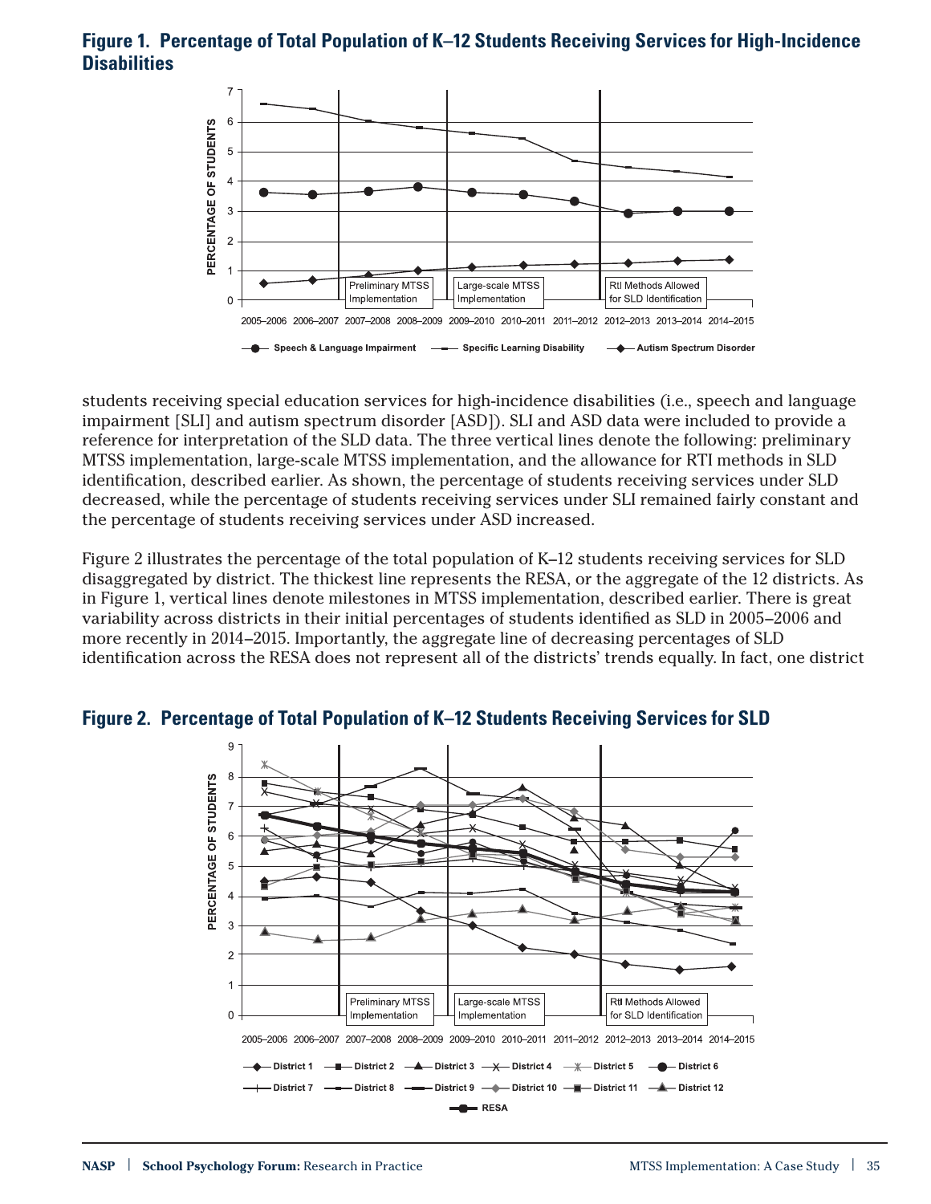## Figure 1. Percentage of Total Population of K–12 Students Receiving Services for High-Incidence Disabilities

students receiving special education services for high-incidence disabilities (i.e., speech and language impairment [SLI] and autism spectrum disorder [ASD]). SLI and ASD data were included to provide a reference for interpretation of the SLD data. The three vertical lines denote the following: preliminary MTSS implementation, large-scale MTSS implementation, and the allowance for RTI methods in SLD identification, described earlier. As shown, the percentage of students receiving services under SLD decreased, while the percentage of students receiving services under SLI remained fairly constant and the percentage of students receiving services under ASD increased.

Figure 2 illustrates the percentage of the total population of K–12 students receiving services for SLD disaggregated by district. The thickest line represents the RESA, or the aggregate of the 12 districts. As in Figure 1, vertical lines denote milestones in MTSS implementation, described earlier. There is great variability across districts in their initial percentages of students identified as SLD in 2005–2006 and more recently in 2014–2015. Importantly, the aggregate line of decreasing percentages of SLD identification across the RESA does not represent all of the districts' trends equally. In fact, one district

## Figure 2. Percentage of Total Population of K–12 Students Receiving Services for SLD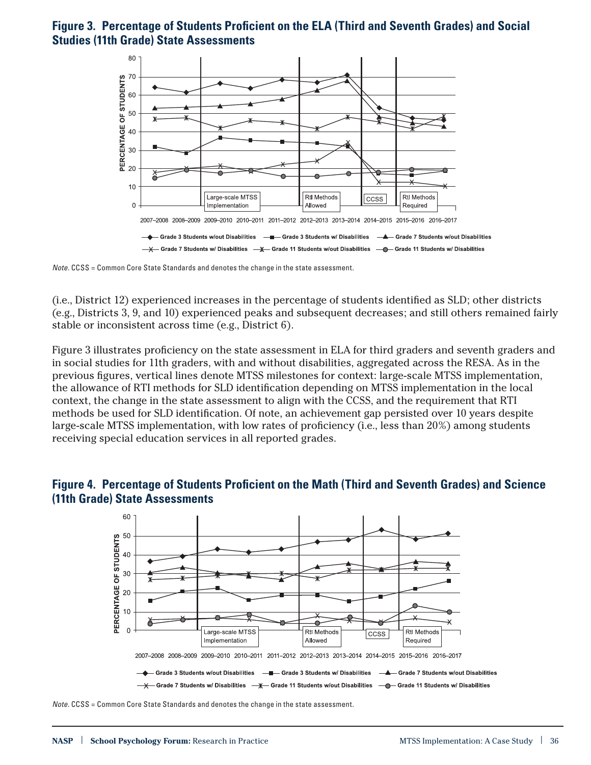**Figure 3. Percentage of Students Proficient on the ELA (Third and Seventh Grades) and Social Studies (11th Grade) State Assessments**

*Note.* CCSS = Common Core State Standards and denotes the change in the state assessment.

(i.e., District 12) experienced increases in the percentage of students identified as SLD; other districts (e.g., Districts 3, 9, and 10) experienced peaks and subsequent decreases; and still others remained fairly stable or inconsistent across time (e.g., District 6).

Figure 3 illustrates proficiency on the state assessment in ELA for third graders and seventh graders and in social studies for 11th graders, with and without disabilities, aggregated across the RESA. As in the previous figures, vertical lines denote MTSS milestones for context: large-scale MTSS implementation, the allowance of RTI methods for SLD identification depending on MTSS implementation in the local context, the change in the state assessment to align with the CCSS, and the requirement that RTI methods be used for SLD identification. Of note, an achievement gap persisted over 10 years despite large-scale MTSS implementation, with low rates of proficiency (i.e., less than 20%) among students receiving special education services in all reported grades.

**Figure 4. Percentage of Students Proficient on the Math (Third and Seventh Grades) and Science (11th Grade) State Assessments**

*Note.* CCSS = Common Core State Standards and denotes the change in the state assessment.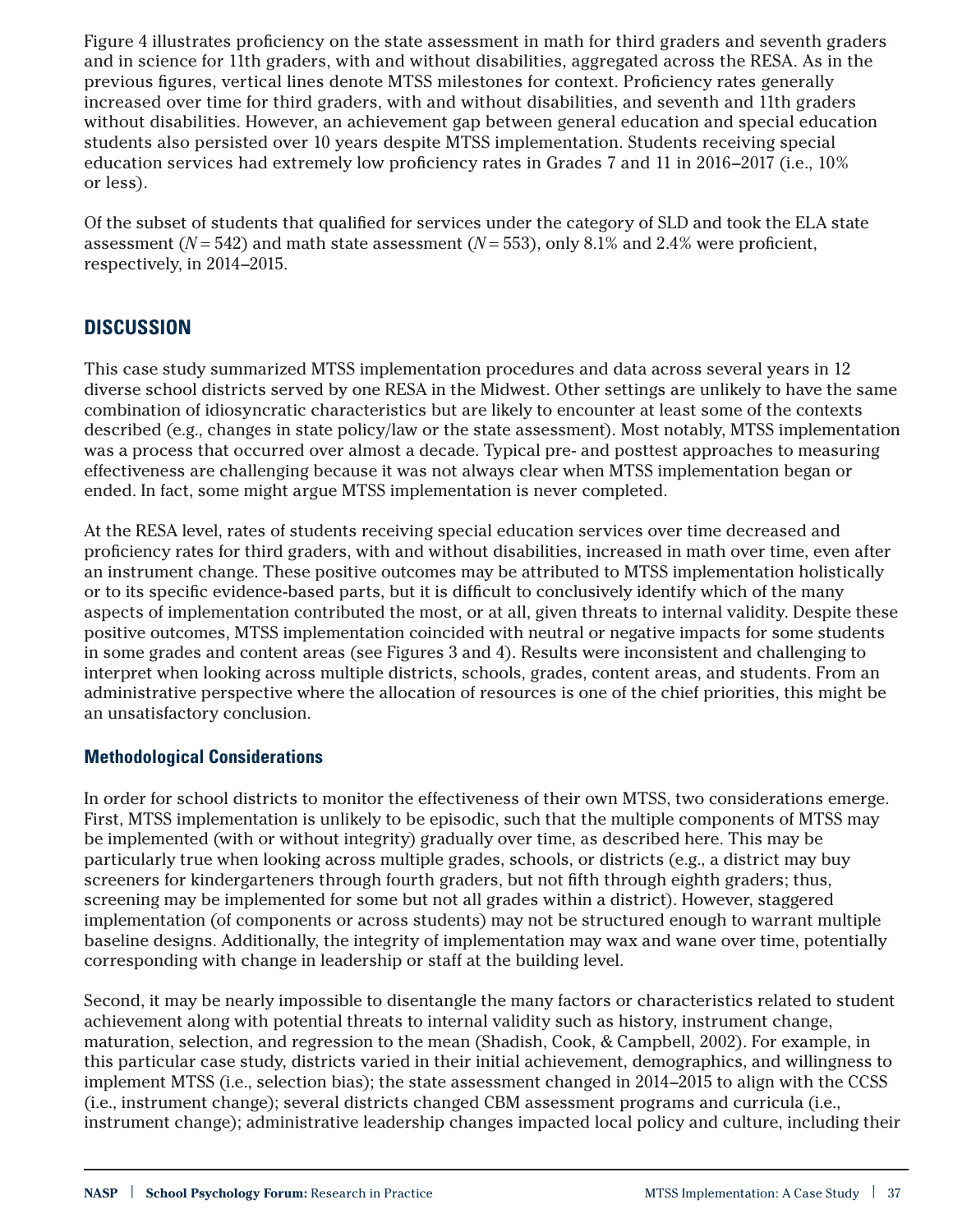Figure 4 illustrates proficiency on the state assessment in math for third graders and seventh graders and in science for 11th graders, with and without disabilities, aggregated across the RESA. As in the previous figures, vertical lines denote MTSS milestones for context. Proficiency rates generally increased over time for third graders, with and without disabilities, and seventh and 11th graders without disabilities. However, an achievement gap between general education and special education students also persisted over 10 years despite MTSS implementation. Students receiving special education services had extremely low proficiency rates in Grades 7 and 11 in 2016–2017 (i.e., 10% or less).

Of the subset of students that qualified for services under the category of SLD and took the ELA state assessment ($N = 542$) and math state assessment ($N = 553$), only 8.1% and 2.4% were proficient, respectively, in 2014–2015.

## DISCUSSION

This case study summarized MTSS implementation procedures and data across several years in 12 diverse school districts served by one RESA in the Midwest. Other settings are unlikely to have the same combination of idiosyncratic characteristics but are likely to encounter at least some of the contexts described (e.g., changes in state policy/law or the state assessment). Most notably, MTSS implementation was a process that occurred over almost a decade. Typical pre- and posttest approaches to measuring effectiveness are challenging because it was not always clear when MTSS implementation began or ended. In fact, some might argue MTSS implementation is never completed.

At the RESA level, rates of students receiving special education services over time decreased and proficiency rates for third graders, with and without disabilities, increased in math over time, even after an instrument change. These positive outcomes may be attributed to MTSS implementation holistically or to its specific evidence-based parts, but it is difficult to conclusively identify which of the many aspects of implementation contributed the most, or at all, given threats to internal validity. Despite these positive outcomes, MTSS implementation coincided with neutral or negative impacts for some students in some grades and content areas (see Figures 3 and 4). Results were inconsistent and challenging to interpret when looking across multiple districts, schools, grades, content areas, and students. From an administrative perspective where the allocation of resources is one of the chief priorities, this might be an unsatisfactory conclusion.

### Methodological Considerations

In order for school districts to monitor the effectiveness of their own MTSS, two considerations emerge. First, MTSS implementation is unlikely to be episodic, such that the multiple components of MTSS may be implemented (with or without integrity) gradually over time, as described here. This may be particularly true when looking across multiple grades, schools, or districts (e.g., a district may buy screeners for kindergarteners through fourth graders, but not fifth through eighth graders; thus, screening may be implemented for some but not all grades within a district). However, staggered implementation (of components or across students) may not be structured enough to warrant multiple baseline designs. Additionally, the integrity of implementation may wax and wane over time, potentially corresponding with change in leadership or staff at the building level.

Second, it may be nearly impossible to disentangle the many factors or characteristics related to student achievement along with potential threats to internal validity such as history, instrument change, maturation, selection, and regression to the mean (Shadish, Cook, & Campbell, 2002). For example, in this particular case study, districts varied in their initial achievement, demographics, and willingness to implement MTSS (i.e., selection bias); the state assessment changed in 2014–2015 to align with the CCSS (i.e., instrument change); several districts changed CBM assessment programs and curricula (i.e., instrument change); administrative leadership changes impacted local policy and culture, including their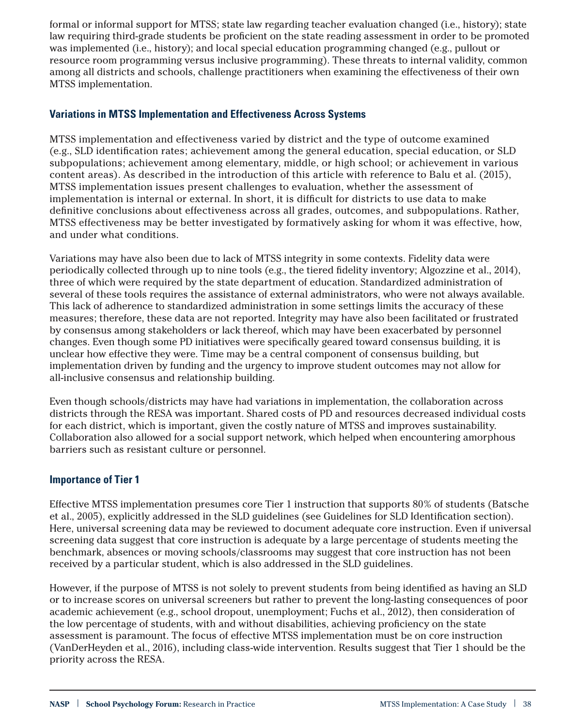formal or informal support for MTSS; state law regarding teacher evaluation changed (i.e., history); state law requiring third-grade students be proficient on the state reading assessment in order to be promoted was implemented (i.e., history); and local special education programming changed (e.g., pullout or resource room programming versus inclusive programming). These threats to internal validity, common among all districts and schools, challenge practitioners when examining the effectiveness of their own MTSS implementation.

### Variations in MTSS Implementation and Effectiveness Across Systems

MTSS implementation and effectiveness varied by district and the type of outcome examined (e.g., SLD identification rates; achievement among the general education, special education, or SLD subpopulations; achievement among elementary, middle, or high school; or achievement in various content areas). As described in the introduction of this article with reference to Balu et al. (2015), MTSS implementation issues present challenges to evaluation, whether the assessment of implementation is internal or external. In short, it is difficult for districts to use data to make definitive conclusions about effectiveness across all grades, outcomes, and subpopulations. Rather, MTSS effectiveness may be better investigated by formatively asking for whom it was effective, how, and under what conditions.

Variations may have also been due to lack of MTSS integrity in some contexts. Fidelity data were periodically collected through up to nine tools (e.g., the tiered fidelity inventory; Algozzine et al., 2014), three of which were required by the state department of education. Standardized administration of several of these tools requires the assistance of external administrators, who were not always available. This lack of adherence to standardized administration in some settings limits the accuracy of these measures; therefore, these data are not reported. Integrity may have also been facilitated or frustrated by consensus among stakeholders or lack thereof, which may have been exacerbated by personnel changes. Even though some PD initiatives were specifically geared toward consensus building, it is unclear how effective they were. Time may be a central component of consensus building, but implementation driven by funding and the urgency to improve student outcomes may not allow for all-inclusive consensus and relationship building.

Even though schools/districts may have had variations in implementation, the collaboration across districts through the RESA was important. Shared costs of PD and resources decreased individual costs for each district, which is important, given the costly nature of MTSS and improves sustainability. Collaboration also allowed for a social support network, which helped when encountering amorphous barriers such as resistant culture or personnel.

### Importance of Tier 1

Effective MTSS implementation presumes core Tier 1 instruction that supports 80% of students (Batsche et al., 2005), explicitly addressed in the SLD guidelines (see Guidelines for SLD Identification section). Here, universal screening data may be reviewed to document adequate core instruction. Even if universal screening data suggest that core instruction is adequate by a large percentage of students meeting the benchmark, absences or moving schools/classrooms may suggest that core instruction has not been received by a particular student, which is also addressed in the SLD guidelines.

However, if the purpose of MTSS is not solely to prevent students from being identified as having an SLD or to increase scores on universal screeners but rather to prevent the long-lasting consequences of poor academic achievement (e.g., school dropout, unemployment; Fuchs et al., 2012), then consideration of the low percentage of students, with and without disabilities, achieving proficiency on the state assessment is paramount. The focus of effective MTSS implementation must be on core instruction (VanDerHeyden et al., 2016), including class-wide intervention. Results suggest that Tier 1 should be the priority across the RESA.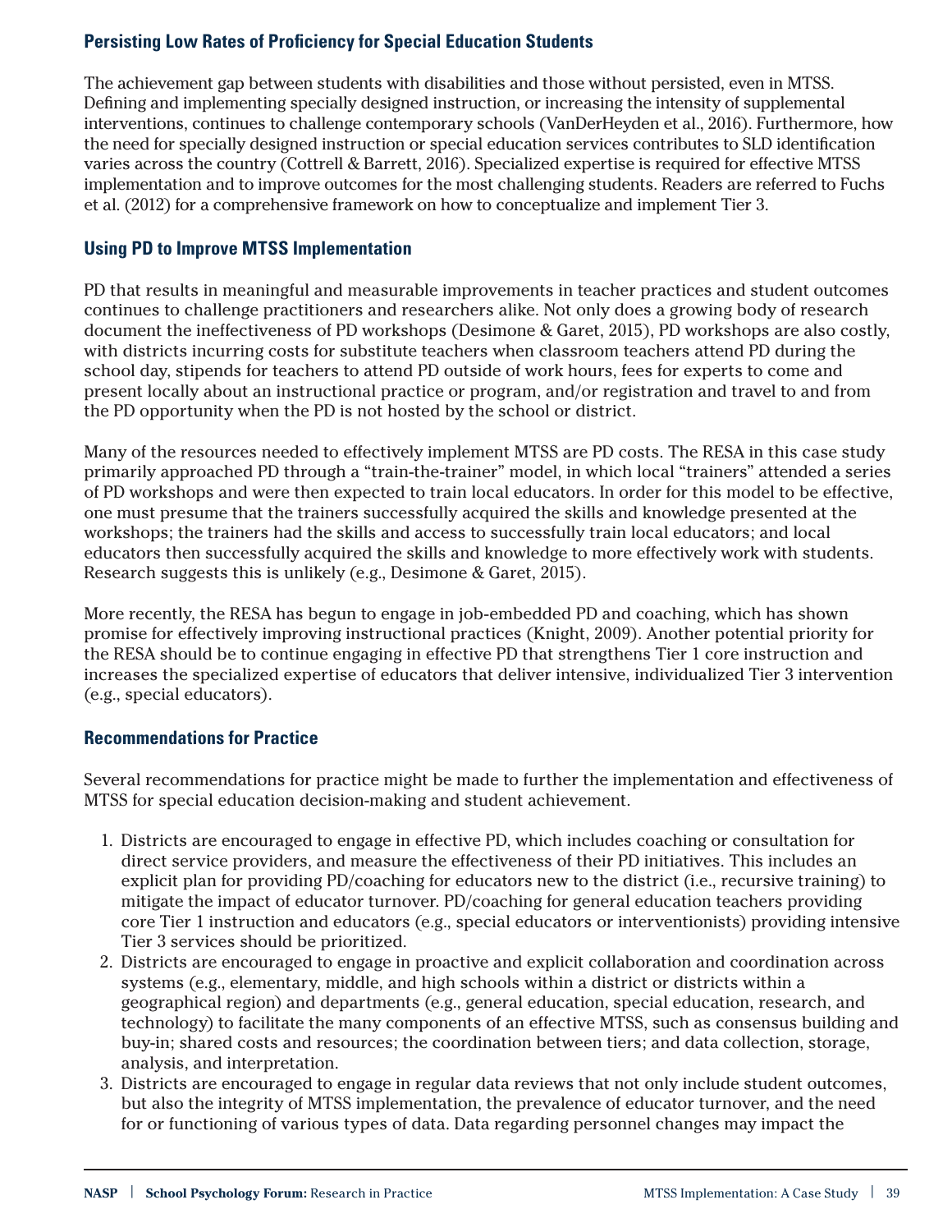### Persisting Low Rates of Proficiency for Special Education Students

The achievement gap between students with disabilities and those without persisted, even in MTSS. Defining and implementing specially designed instruction, or increasing the intensity of supplemental interventions, continues to challenge contemporary schools (VanDerHeyden et al., 2016). Furthermore, how the need for specially designed instruction or special education services contributes to SLD identification varies across the country (Cottrell & Barrett, 2016). Specialized expertise is required for effective MTSS implementation and to improve outcomes for the most challenging students. Readers are referred to Fuchs et al. (2012) for a comprehensive framework on how to conceptualize and implement Tier 3.

### Using PD to Improve MTSS Implementation

PD that results in meaningful and measurable improvements in teacher practices and student outcomes continues to challenge practitioners and researchers alike. Not only does a growing body of research document the ineffectiveness of PD workshops (Desimone & Garet, 2015), PD workshops are also costly, with districts incurring costs for substitute teachers when classroom teachers attend PD during the school day, stipends for teachers to attend PD outside of work hours, fees for experts to come and present locally about an instructional practice or program, and/or registration and travel to and from the PD opportunity when the PD is not hosted by the school or district.

Many of the resources needed to effectively implement MTSS are PD costs. The RESA in this case study primarily approached PD through a "train-the-trainer" model, in which local "trainers" attended a series of PD workshops and were then expected to train local educators. In order for this model to be effective, one must presume that the trainers successfully acquired the skills and knowledge presented at the workshops; the trainers had the skills and access to successfully train local educators; and local educators then successfully acquired the skills and knowledge to more effectively work with students. Research suggests this is unlikely (e.g., Desimone & Garet, 2015).

More recently, the RESA has begun to engage in job-embedded PD and coaching, which has shown promise for effectively improving instructional practices (Knight, 2009). Another potential priority for the RESA should be to continue engaging in effective PD that strengthens Tier 1 core instruction and increases the specialized expertise of educators that deliver intensive, individualized Tier 3 intervention (e.g., special educators).

### Recommendations for Practice

Several recommendations for practice might be made to further the implementation and effectiveness of MTSS for special education decision-making and student achievement.

1. Districts are encouraged to engage in effective PD, which includes coaching or consultation for direct service providers, and measure the effectiveness of their PD initiatives. This includes an explicit plan for providing PD/coaching for educators new to the district (i.e., recursive training) to mitigate the impact of educator turnover. PD/coaching for general education teachers providing core Tier 1 instruction and educators (e.g., special educators or interventionists) providing intensive Tier 3 services should be prioritized.
2. Districts are encouraged to engage in proactive and explicit collaboration and coordination across systems (e.g., elementary, middle, and high schools within a district or districts within a geographical region) and departments (e.g., general education, special education, research, and technology) to facilitate the many components of an effective MTSS, such as consensus building and buy-in; shared costs and resources; the coordination between tiers; and data collection, storage, analysis, and interpretation.
3. Districts are encouraged to engage in regular data reviews that not only include student outcomes, but also the integrity of MTSS implementation, the prevalence of educator turnover, and the need for or functioning of various types of data. Data regarding personnel changes may impact the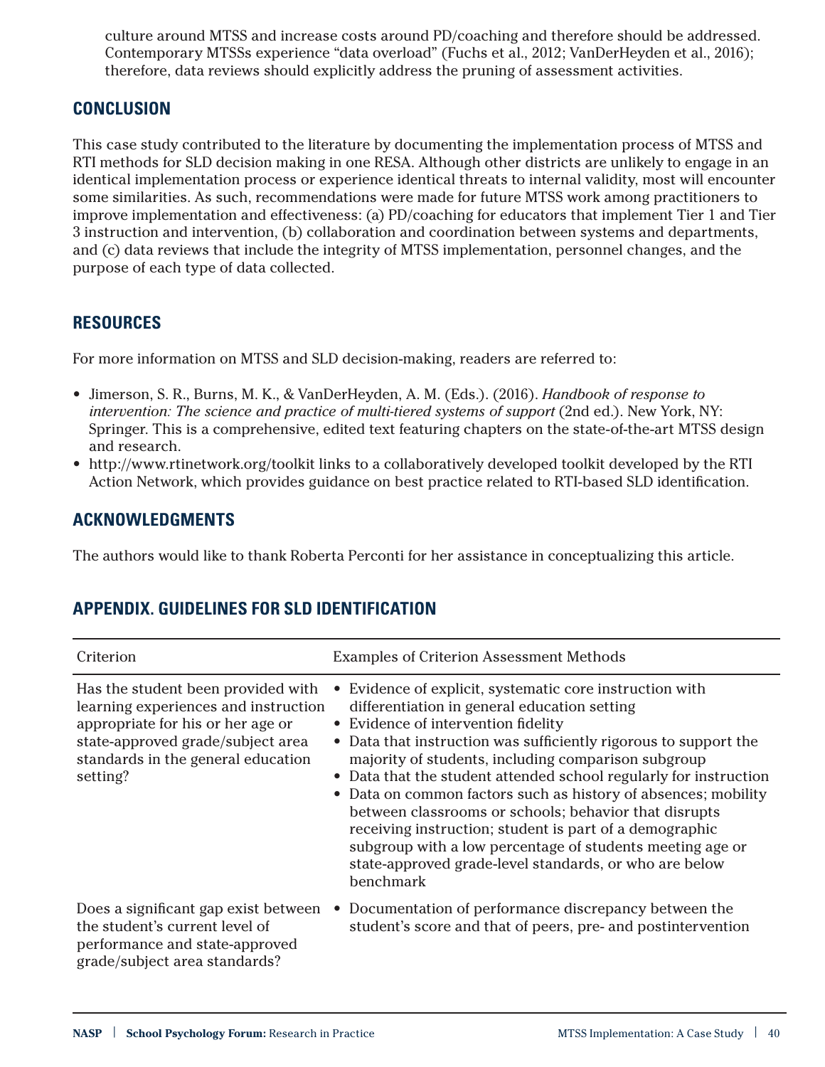culture around MTSS and increase costs around PD/coaching and therefore should be addressed. Contemporary MTSSs experience "data overload" (Fuchs et al., 2012; VanDerHeyden et al., 2016); therefore, data reviews should explicitly address the pruning of assessment activities.

## CONCLUSION

This case study contributed to the literature by documenting the implementation process of MTSS and RTI methods for SLD decision making in one RESA. Although other districts are unlikely to engage in an identical implementation process or experience identical threats to internal validity, most will encounter some similarities. As such, recommendations were made for future MTSS work among practitioners to improve implementation and effectiveness: (a) PD/coaching for educators that implement Tier 1 and Tier 3 instruction and intervention, (b) collaboration and coordination between systems and departments, and (c) data reviews that include the integrity of MTSS implementation, personnel changes, and the purpose of each type of data collected.

## RESOURCES

For more information on MTSS and SLD decision-making, readers are referred to:

- Jimerson, S. R., Burns, M. K., & VanDerHeyden, A. M. (Eds.). (2016). *Handbook of response to intervention: The science and practice of multi-tiered systems of support* (2nd ed.). New York, NY: Springer. This is a comprehensive, edited text featuring chapters on the state-of-the-art MTSS design and research.
- http://www.rtinetwork.org/toolkit links to a collaboratively developed toolkit developed by the RTI Action Network, which provides guidance on best practice related to RTI-based SLD identification.

## ACKNOWLEDGMENTS

The authors would like to thank Roberta Perconti for her assistance in conceptualizing this article.

## APPENDIX. GUIDELINES FOR SLD IDENTIFICATION

| Criterion | Examples of Criterion Assessment Methods |
|---|---|
| Has the student been provided with learning experiences and instruction appropriate for his or her age or state-approved grade/subject area standards in the general education setting? | • Evidence of explicit, systematic core instruction with differentiation in general education setting<br>• Evidence of intervention fidelity<br>• Data that instruction was sufficiently rigorous to support the majority of students, including comparison subgroup<br>• Data that the student attended school regularly for instruction<br>• Data on common factors such as history of absences; mobility between classrooms or schools; behavior that disrupts receiving instruction; student is part of a demographic subgroup with a low percentage of students meeting age or state-approved grade-level standards, or who are below benchmark |
| Does a significant gap exist between the student's current level of performance and state-approved grade/subject area standards? | • Documentation of performance discrepancy between the student's score and that of peers, pre- and postintervention |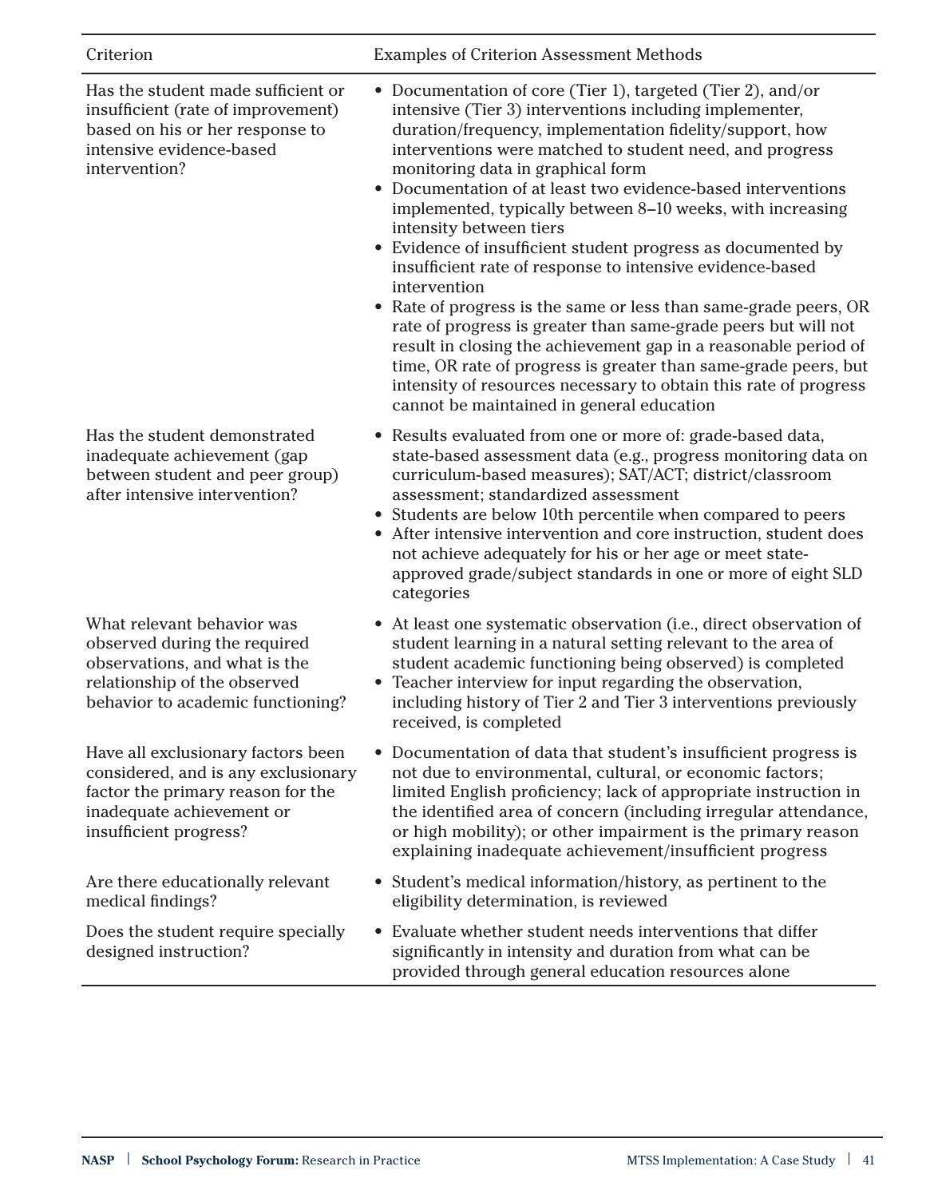| Criterion | Examples of Criterion Assessment Methods |
|---|---|
| Has the student made sufficient or insufficient (rate of improvement) based on his or her response to intensive evidence-based intervention? | • Documentation of core (Tier 1), targeted (Tier 2), and/or intensive (Tier 3) interventions including implementer, duration/frequency, implementation fidelity/support, how interventions were matched to student need, and progress monitoring data in graphical form<br>• Documentation of at least two evidence-based interventions implemented, typically between 8–10 weeks, with increasing intensity between tiers<br>• Evidence of insufficient student progress as documented by insufficient rate of response to intensive evidence-based intervention<br>• Rate of progress is the same or less than same-grade peers, OR rate of progress is greater than same-grade peers but will not result in closing the achievement gap in a reasonable period of time, OR rate of progress is greater than same-grade peers, but intensity of resources necessary to obtain this rate of progress cannot be maintained in general education |
| Has the student demonstrated inadequate achievement (gap between student and peer group) after intensive intervention? | • Results evaluated from one or more of: grade-based data, state-based assessment data (e.g., progress monitoring data on curriculum-based measures); SAT/ACT; district/classroom assessment; standardized assessment<br>• Students are below 10th percentile when compared to peers<br>• After intensive intervention and core instruction, student does not achieve adequately for his or her age or meet state-approved grade/subject standards in one or more of eight SLD categories |
| What relevant behavior was observed during the required observations, and what is the relationship of the observed behavior to academic functioning? | • At least one systematic observation (i.e., direct observation of student learning in a natural setting relevant to the area of student academic functioning being observed) is completed<br>• Teacher interview for input regarding the observation, including history of Tier 2 and Tier 3 interventions previously received, is completed |
| Have all exclusionary factors been considered, and is any exclusionary factor the primary reason for the inadequate achievement or insufficient progress? | • Documentation of data that student's insufficient progress is not due to environmental, cultural, or economic factors; limited English proficiency; lack of appropriate instruction in the identified area of concern (including irregular attendance, or high mobility); or other impairment is the primary reason explaining inadequate achievement/insufficient progress |
| Are there educationally relevant medical findings? | • Student's medical information/history, as pertinent to the eligibility determination, is reviewed |
| Does the student require specially designed instruction? | • Evaluate whether student needs interventions that differ significantly in intensity and duration from what can be provided through general education resources alone |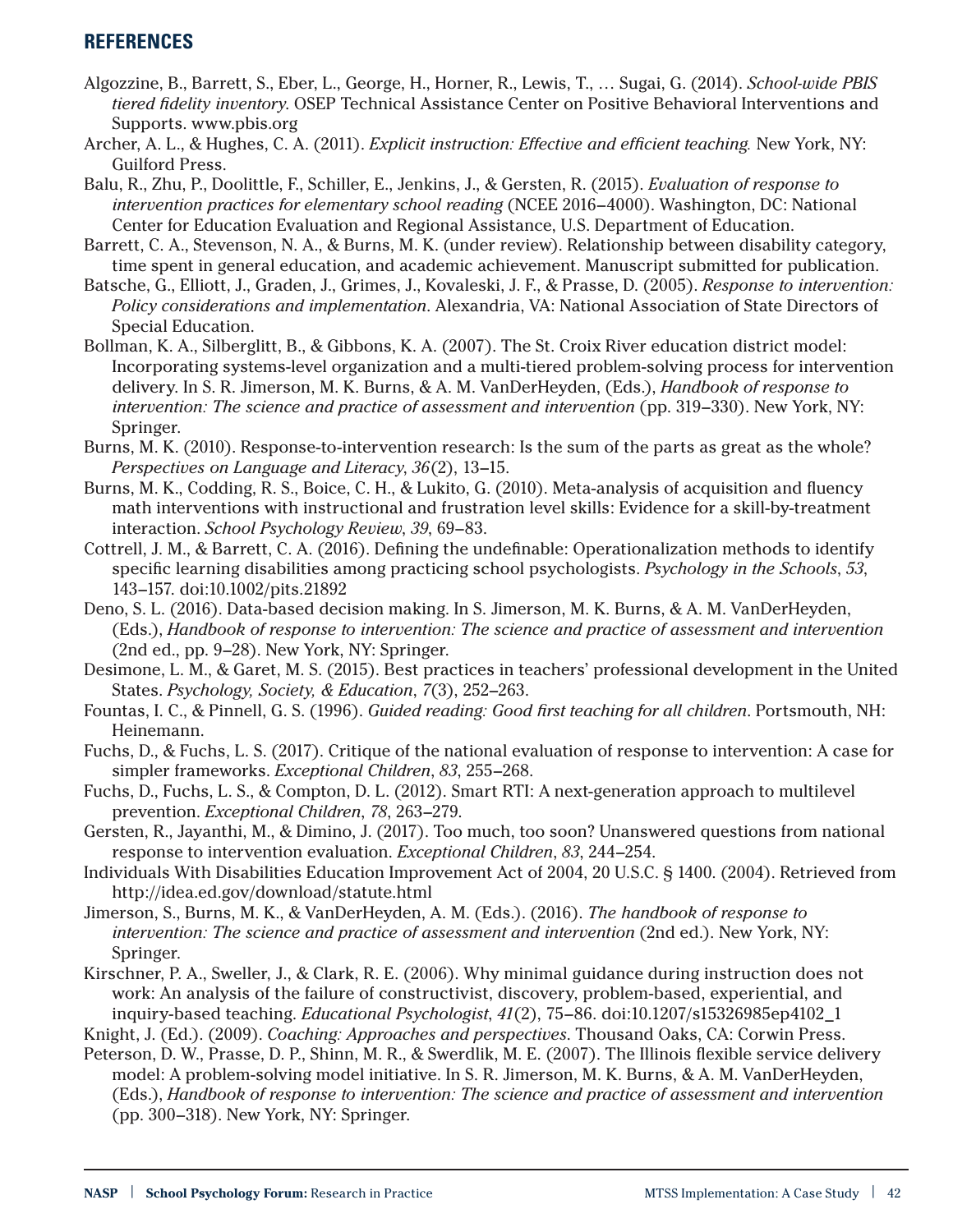## REFERENCES

Algozzine, B., Barrett, S., Eber, L., George, H., Horner, R., Lewis, T., … Sugai, G. (2014). *School-wide PBIS tiered fidelity inventory.* OSEP Technical Assistance Center on Positive Behavioral Interventions and Supports. www.pbis.org

Archer, A. L., & Hughes, C. A. (2011). *Explicit instruction: Effective and efficient teaching.* New York, NY: Guilford Press.

Balu, R., Zhu, P., Doolittle, F., Schiller, E., Jenkins, J., & Gersten, R. (2015). *Evaluation of response to intervention practices for elementary school reading* (NCEE 2016–4000). Washington, DC: National Center for Education Evaluation and Regional Assistance, U.S. Department of Education.

Barrett, C. A., Stevenson, N. A., & Burns, M. K. (under review). Relationship between disability category, time spent in general education, and academic achievement. Manuscript submitted for publication.

Batsche, G., Elliott, J., Graden, J., Grimes, J., Kovaleski, J. F., & Prasse, D. (2005). *Response to intervention: Policy considerations and implementation*. Alexandria, VA: National Association of State Directors of Special Education.

Bollman, K. A., Silberglitt, B., & Gibbons, K. A. (2007). The St. Croix River education district model: Incorporating systems-level organization and a multi-tiered problem-solving process for intervention delivery. In S. R. Jimerson, M. K. Burns, & A. M. VanDerHeyden, (Eds.), *Handbook of response to intervention: The science and practice of assessment and intervention* (pp. 319–330). New York, NY: Springer.

Burns, M. K. (2010). Response-to-intervention research: Is the sum of the parts as great as the whole? *Perspectives on Language and Literacy*, *36*(2), 13–15.

Burns, M. K., Codding, R. S., Boice, C. H., & Lukito, G. (2010). Meta-analysis of acquisition and fluency math interventions with instructional and frustration level skills: Evidence for a skill-by-treatment interaction. *School Psychology Review*, *39*, 69–83.

Cottrell, J. M., & Barrett, C. A. (2016). Defining the undefinable: Operationalization methods to identify specific learning disabilities among practicing school psychologists. *Psychology in the Schools*, *53*, 143–157. doi:10.1002/pits.21892

Deno, S. L. (2016). Data-based decision making. In S. Jimerson, M. K. Burns, & A. M. VanDerHeyden, (Eds.), *Handbook of response to intervention: The science and practice of assessment and intervention* (2nd ed., pp. 9–28). New York, NY: Springer.

Desimone, L. M., & Garet, M. S. (2015). Best practices in teachers' professional development in the United States. *Psychology, Society, & Education*, *7*(3), 252–263.

Fountas, I. C., & Pinnell, G. S. (1996). *Guided reading: Good first teaching for all children*. Portsmouth, NH: Heinemann.

Fuchs, D., & Fuchs, L. S. (2017). Critique of the national evaluation of response to intervention: A case for simpler frameworks. *Exceptional Children*, *83*, 255–268.

Fuchs, D., Fuchs, L. S., & Compton, D. L. (2012). Smart RTI: A next-generation approach to multilevel prevention. *Exceptional Children*, *78*, 263–279.

Gersten, R., Jayanthi, M., & Dimino, J. (2017). Too much, too soon? Unanswered questions from national response to intervention evaluation. *Exceptional Children*, *83*, 244–254.

Individuals With Disabilities Education Improvement Act of 2004, 20 U.S.C. § 1400. (2004). Retrieved from http://idea.ed.gov/download/statute.html

Jimerson, S., Burns, M. K., & VanDerHeyden, A. M. (Eds.). (2016). *The handbook of response to intervention: The science and practice of assessment and intervention* (2nd ed.). New York, NY: Springer.

Kirschner, P. A., Sweller, J., & Clark, R. E. (2006). Why minimal guidance during instruction does not work: An analysis of the failure of constructivist, discovery, problem-based, experiential, and inquiry-based teaching. *Educational Psychologist*, *41*(2), 75–86. doi:10.1207/s15326985ep4102_1

Knight, J. (Ed.). (2009). *Coaching: Approaches and perspectives*. Thousand Oaks, CA: Corwin Press.

Peterson, D. W., Prasse, D. P., Shinn, M. R., & Swerdlik, M. E. (2007). The Illinois flexible service delivery model: A problem-solving model initiative. In S. R. Jimerson, M. K. Burns, & A. M. VanDerHeyden, (Eds.), *Handbook of response to intervention: The science and practice of assessment and intervention* (pp. 300–318). New York, NY: Springer.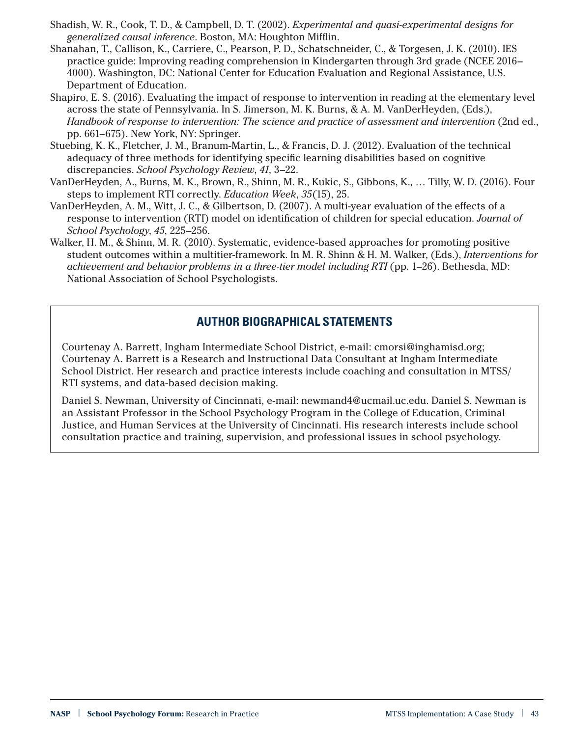Shadish, W. R., Cook, T. D., & Campbell, D. T. (2002). *Experimental and quasi-experimental designs for generalized causal inference*. Boston, MA: Houghton Mifflin.

Shanahan, T., Callison, K., Carriere, C., Pearson, P. D., Schatschneider, C., & Torgesen, J. K. (2010). IES practice guide: Improving reading comprehension in Kindergarten through 3rd grade (NCEE 2016–4000). Washington, DC: National Center for Education Evaluation and Regional Assistance, U.S. Department of Education.

Shapiro, E. S. (2016). Evaluating the impact of response to intervention in reading at the elementary level across the state of Pennsylvania. In S. Jimerson, M. K. Burns, & A. M. VanDerHeyden, (Eds.), *Handbook of response to intervention: The science and practice of assessment and intervention* (2nd ed., pp. 661–675). New York, NY: Springer.

Stuebing, K. K., Fletcher, J. M., Branum-Martin, L., & Francis, D. J. (2012). Evaluation of the technical adequacy of three methods for identifying specific learning disabilities based on cognitive discrepancies. *School Psychology Review*, *41*, 3–22.

VanDerHeyden, A., Burns, M. K., Brown, R., Shinn, M. R., Kukic, S., Gibbons, K., … Tilly, W. D. (2016). Four steps to implement RTI correctly. *Education Week*, *35*(15), 25.

VanDerHeyden, A. M., Witt, J. C., & Gilbertson, D. (2007). A multi-year evaluation of the effects of a response to intervention (RTI) model on identification of children for special education. *Journal of School Psychology*, *45*, 225–256.

Walker, H. M., & Shinn, M. R. (2010). Systematic, evidence-based approaches for promoting positive student outcomes within a multitier-framework. In M. R. Shinn & H. M. Walker, (Eds.), *Interventions for achievement and behavior problems in a three-tier model including RTI* (pp. 1–26). Bethesda, MD: National Association of School Psychologists.

## AUTHOR BIOGRAPHICAL STATEMENTS

Courtenay A. Barrett, Ingham Intermediate School District, e-mail: cmorsi@inghamisd.org; Courtenay A. Barrett is a Research and Instructional Data Consultant at Ingham Intermediate School District. Her research and practice interests include coaching and consultation in MTSS/RTI systems, and data-based decision making.

Daniel S. Newman, University of Cincinnati, e-mail: newmand4@ucmail.uc.edu. Daniel S. Newman is an Assistant Professor in the School Psychology Program in the College of Education, Criminal Justice, and Human Services at the University of Cincinnati. His research interests include school consultation practice and training, supervision, and professional issues in school psychology.